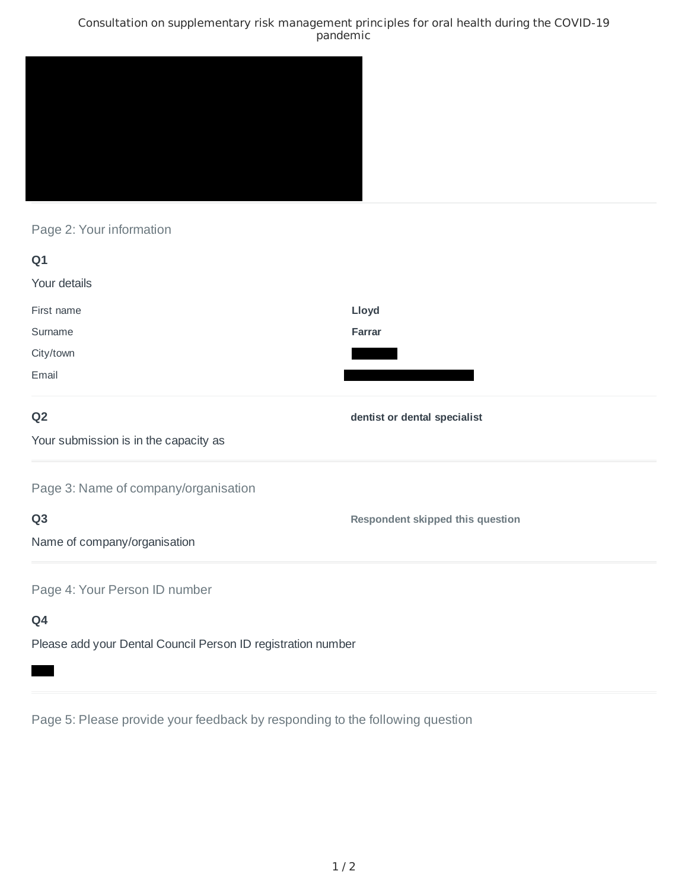# Consultation on supplementary risk management principles for oral health during the COVID-19 pandemic

## Page 2: Your information

**Q1**

Your details

| | |
|---|---|
| First name | **Lloyd** |
| Surname | **Farrar** |
| City/town | |
| Email | |

**Q2**

Your submission is in the capacity as

**dentist or dental specialist**

## Page 3: Name of company/organisation

**Q3**

Name of company/organisation

**Respondent skipped this question**

## Page 4: Your Person ID number

**Q4**

Please add your Dental Council Person ID registration number

## Page 5: Please provide your feedback by responding to the following question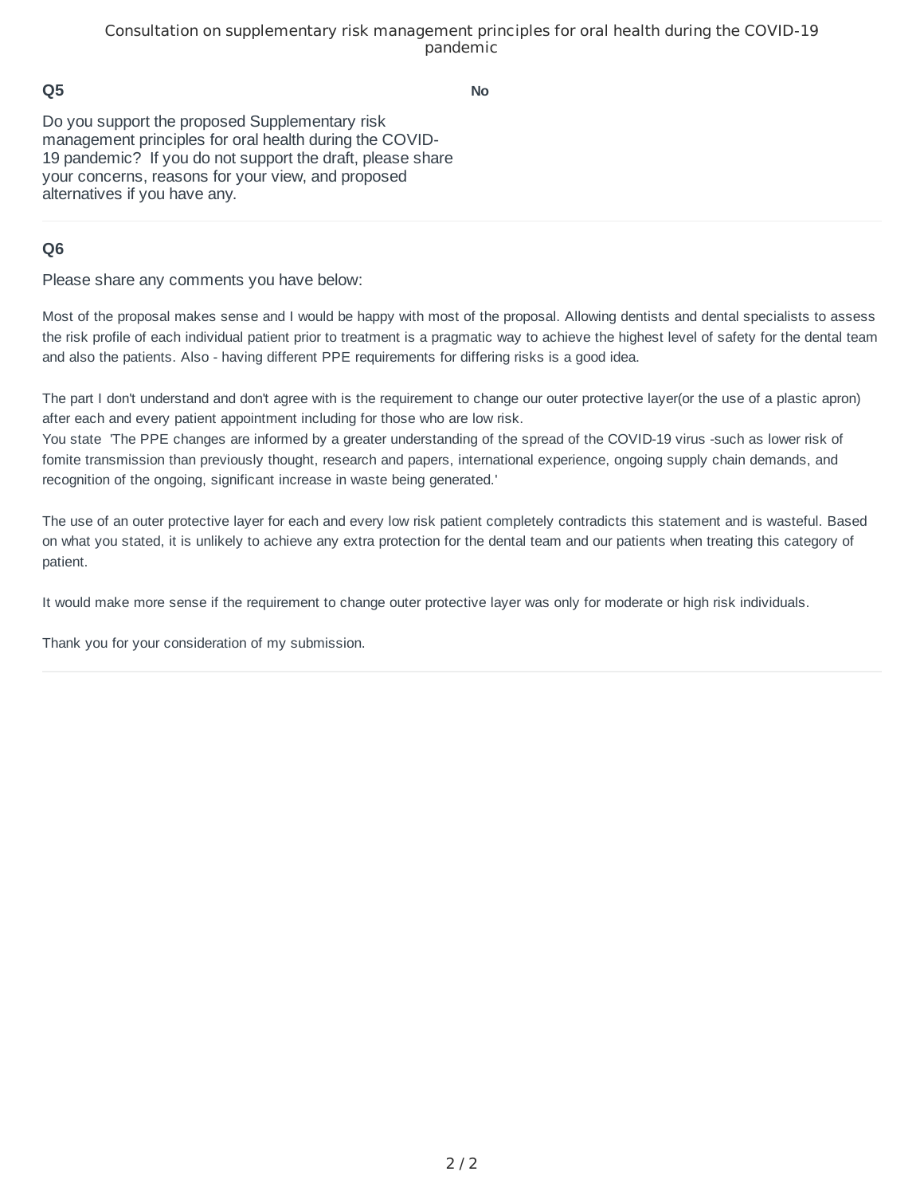**Q5**

Do you support the proposed Supplementary risk management principles for oral health during the COVID-19 pandemic? If you do not support the draft, please share your concerns, reasons for your view, and proposed alternatives if you have any.

**No**

---

**Q6**

Please share any comments you have below:

Most of the proposal makes sense and I would be happy with most of the proposal. Allowing dentists and dental specialists to assess the risk profile of each individual patient prior to treatment is a pragmatic way to achieve the highest level of safety for the dental team and also the patients. Also - having different PPE requirements for differing risks is a good idea.

The part I don't understand and don't agree with is the requirement to change our outer protective layer(or the use of a plastic apron) after each and every patient appointment including for those who are low risk.
You state 'The PPE changes are informed by a greater understanding of the spread of the COVID-19 virus -such as lower risk of fomite transmission than previously thought, research and papers, international experience, ongoing supply chain demands, and recognition of the ongoing, significant increase in waste being generated.'

The use of an outer protective layer for each and every low risk patient completely contradicts this statement and is wasteful. Based on what you stated, it is unlikely to achieve any extra protection for the dental team and our patients when treating this category of patient.

It would make more sense if the requirement to change outer protective layer was only for moderate or high risk individuals.

Thank you for your consideration of my submission.